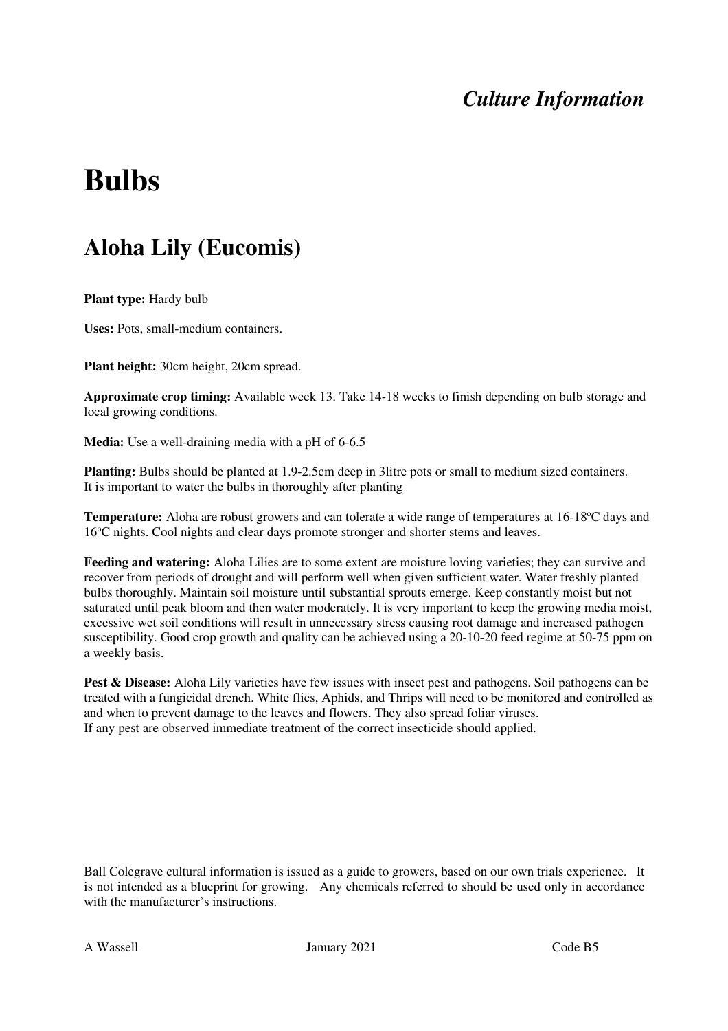*Culture Information*

# Bulbs

## Aloha Lily (Eucomis)

**Plant type:** Hardy bulb

**Uses:** Pots, small-medium containers.

**Plant height:** 30cm height, 20cm spread.

**Approximate crop timing:** Available week 13. Take 14-18 weeks to finish depending on bulb storage and local growing conditions.

**Media:** Use a well-draining media with a pH of 6-6.5

**Planting:** Bulbs should be planted at 1.9-2.5cm deep in 3litre pots or small to medium sized containers. It is important to water the bulbs in thoroughly after planting

**Temperature:** Aloha are robust growers and can tolerate a wide range of temperatures at 16-18ºC days and 16ºC nights. Cool nights and clear days promote stronger and shorter stems and leaves.

**Feeding and watering:** Aloha Lilies are to some extent are moisture loving varieties; they can survive and recover from periods of drought and will perform well when given sufficient water. Water freshly planted bulbs thoroughly. Maintain soil moisture until substantial sprouts emerge. Keep constantly moist but not saturated until peak bloom and then water moderately. It is very important to keep the growing media moist, excessive wet soil conditions will result in unnecessary stress causing root damage and increased pathogen susceptibility. Good crop growth and quality can be achieved using a 20-10-20 feed regime at 50-75 ppm on a weekly basis.

**Pest & Disease:** Aloha Lily varieties have few issues with insect pest and pathogens. Soil pathogens can be treated with a fungicidal drench. White flies, Aphids, and Thrips will need to be monitored and controlled as and when to prevent damage to the leaves and flowers. They also spread foliar viruses.
If any pest are observed immediate treatment of the correct insecticide should applied.

Ball Colegrave cultural information is issued as a guide to growers, based on our own trials experience. It is not intended as a blueprint for growing. Any chemicals referred to should be used only in accordance with the manufacturer's instructions.

A Wassell January 2021 Code B5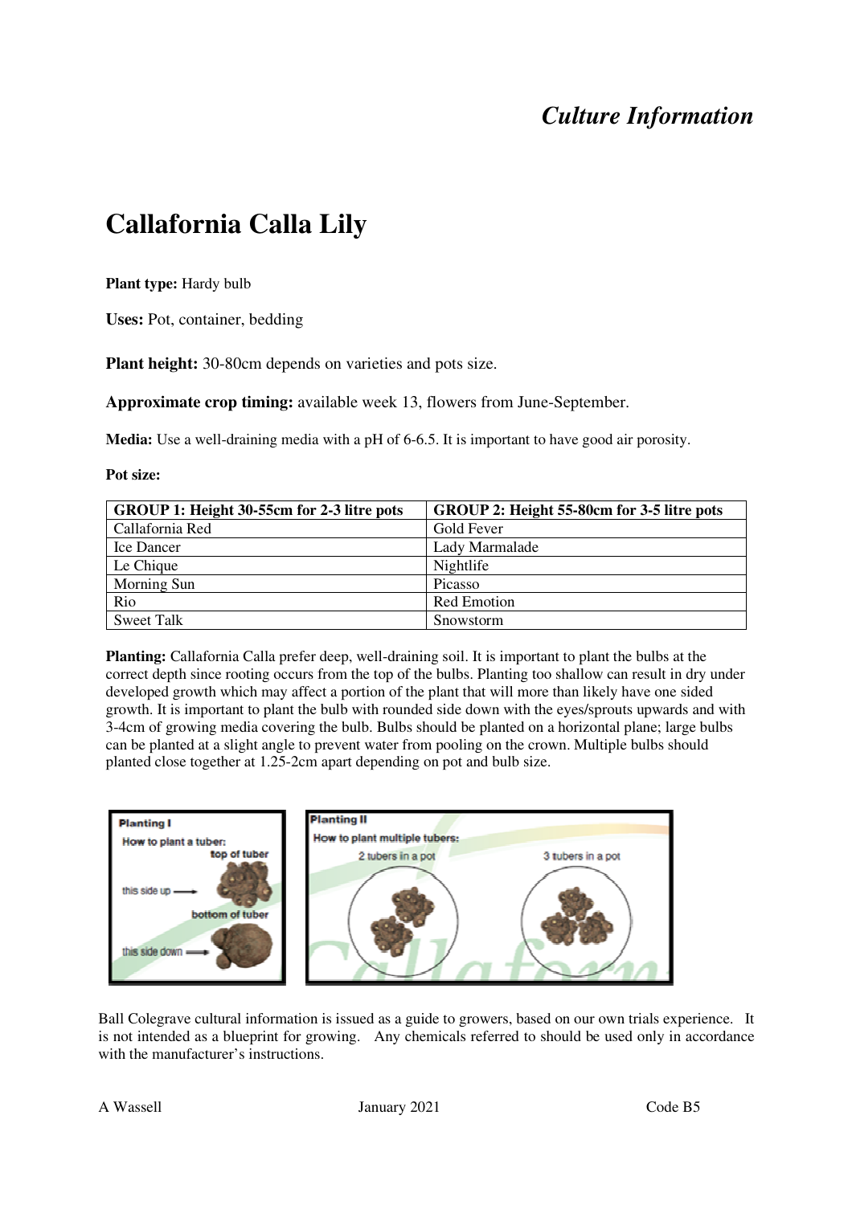# Callafornia Calla Lily

**Plant type:** Hardy bulb

**Uses:** Pot, container, bedding

**Plant height:** 30-80cm depends on varieties and pots size.

**Approximate crop timing:** available week 13, flowers from June-September.

**Media:** Use a well-draining media with a pH of 6-6.5. It is important to have good air porosity.

**Pot size:**

| GROUP 1: Height 30-55cm for 2-3 litre pots | GROUP 2: Height 55-80cm for 3-5 litre pots |
|---|---|
| Callafornia Red | Gold Fever |
| Ice Dancer | Lady Marmalade |
| Le Chique | Nightlife |
| Morning Sun | Picasso |
| Rio | Red Emotion |
| Sweet Talk | Snowstorm |

**Planting:** Callafornia Calla prefer deep, well-draining soil. It is important to plant the bulbs at the correct depth since rooting occurs from the top of the bulbs. Planting too shallow can result in dry under developed growth which may affect a portion of the plant that will more than likely have one sided growth. It is important to plant the bulb with rounded side down with the eyes/sprouts upwards and with 3-4cm of growing media covering the bulb. Bulbs should be planted on a horizontal plane; large bulbs can be planted at a slight angle to prevent water from pooling on the crown. Multiple bulbs should planted close together at 1.25-2cm apart depending on pot and bulb size.

Ball Colegrave cultural information is issued as a guide to growers, based on our own trials experience. It is not intended as a blueprint for growing. Any chemicals referred to should be used only in accordance with the manufacturer's instructions.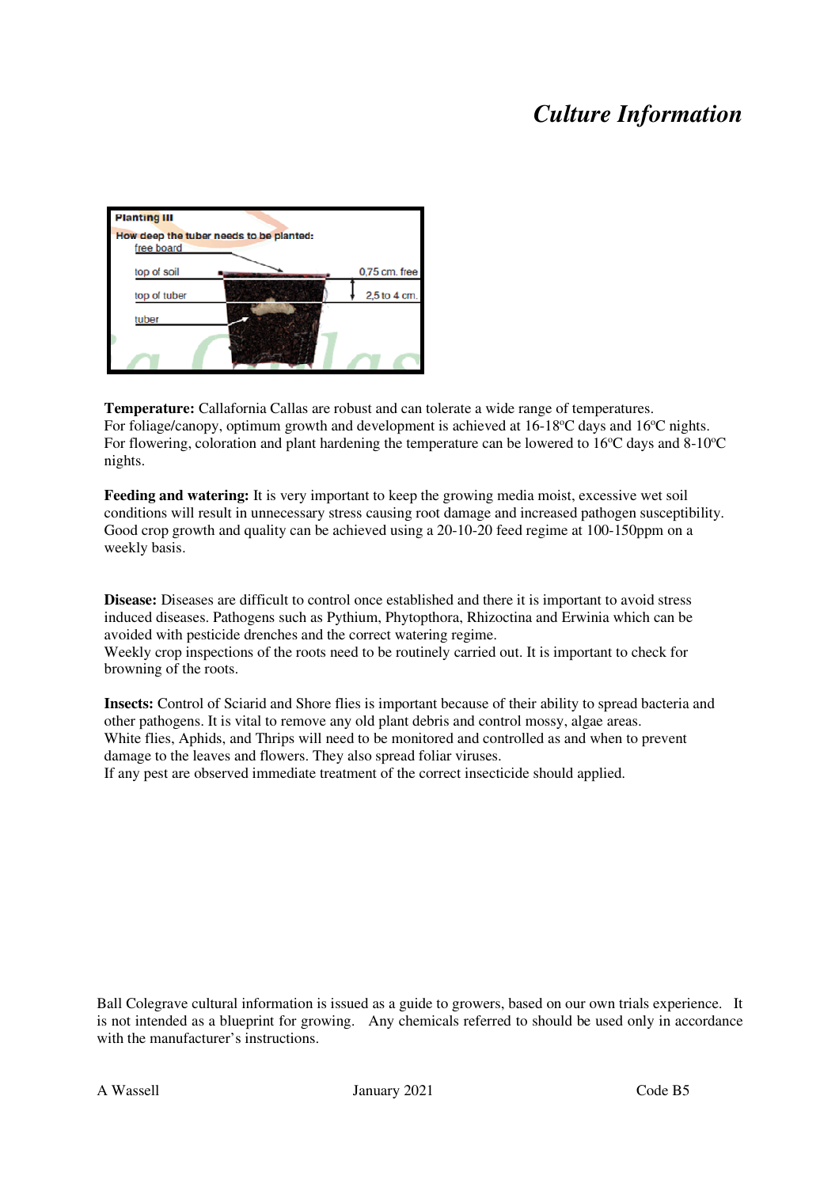# *Culture Information*

**Planting III**

**How deep the tuber needs to be planted:**

- free board
- top of soil — 0,75 cm. free
- top of tuber — 2,5 to 4 cm.
- tuber

**Temperature:** Callafornia Callas are robust and can tolerate a wide range of temperatures. For foliage/canopy, optimum growth and development is achieved at 16-18ºC days and 16ºC nights. For flowering, coloration and plant hardening the temperature can be lowered to 16ºC days and 8-10ºC nights.

**Feeding and watering:** It is very important to keep the growing media moist, excessive wet soil conditions will result in unnecessary stress causing root damage and increased pathogen susceptibility. Good crop growth and quality can be achieved using a 20-10-20 feed regime at 100-150ppm on a weekly basis.

**Disease:** Diseases are difficult to control once established and there it is important to avoid stress induced diseases. Pathogens such as Pythium, Phytopthora, Rhizoctina and Erwinia which can be avoided with pesticide drenches and the correct watering regime.
Weekly crop inspections of the roots need to be routinely carried out. It is important to check for browning of the roots.

**Insects:** Control of Sciarid and Shore flies is important because of their ability to spread bacteria and other pathogens. It is vital to remove any old plant debris and control mossy, algae areas.
White flies, Aphids, and Thrips will need to be monitored and controlled as and when to prevent damage to the leaves and flowers. They also spread foliar viruses.
If any pest are observed immediate treatment of the correct insecticide should applied.

Ball Colegrave cultural information is issued as a guide to growers, based on our own trials experience. It is not intended as a blueprint for growing. Any chemicals referred to should be used only in accordance with the manufacturer's instructions.

A Wassell　　　　January 2021　　　　Code B5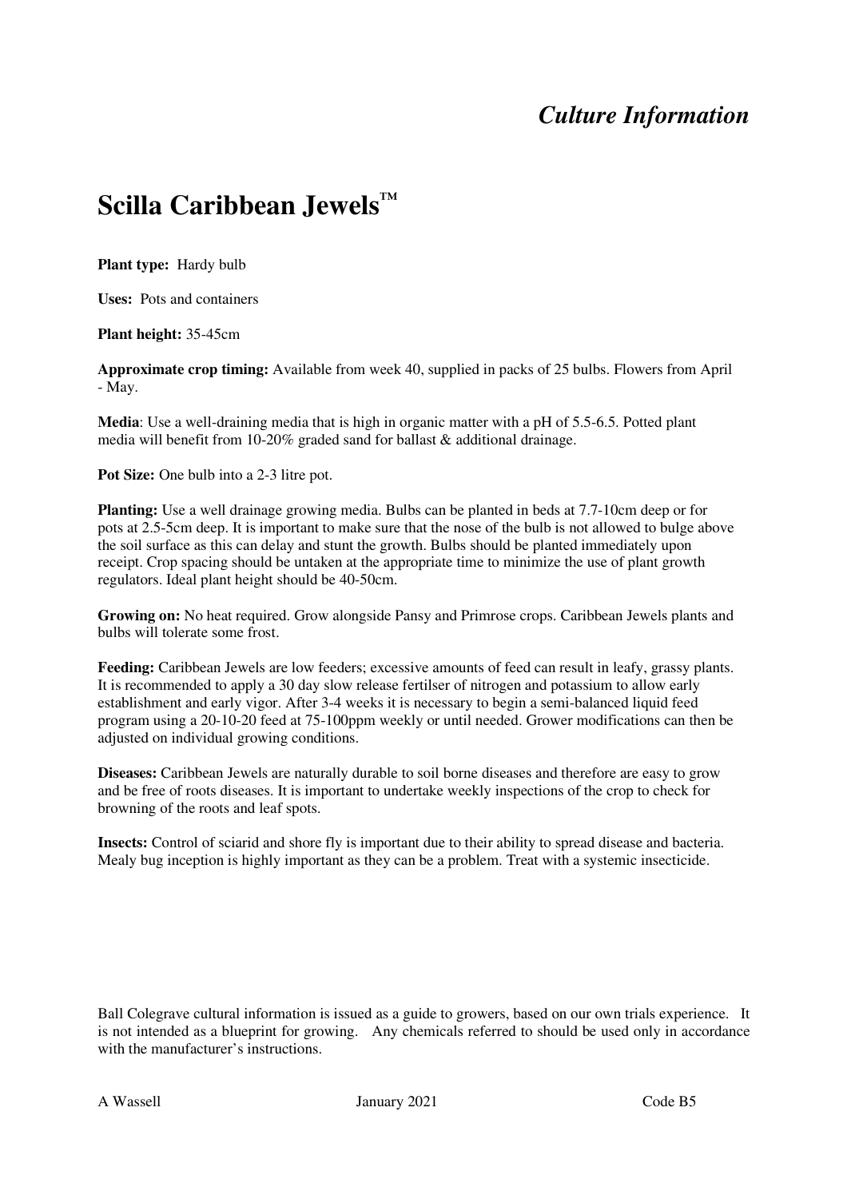*Culture Information*

# Scilla Caribbean Jewels™

**Plant type:** Hardy bulb

**Uses:** Pots and containers

**Plant height:** 35-45cm

**Approximate crop timing:** Available from week 40, supplied in packs of 25 bulbs. Flowers from April - May.

**Media**: Use a well-draining media that is high in organic matter with a pH of 5.5-6.5. Potted plant media will benefit from 10-20% graded sand for ballast & additional drainage.

**Pot Size:** One bulb into a 2-3 litre pot.

**Planting:** Use a well drainage growing media. Bulbs can be planted in beds at 7.7-10cm deep or for pots at 2.5-5cm deep. It is important to make sure that the nose of the bulb is not allowed to bulge above the soil surface as this can delay and stunt the growth. Bulbs should be planted immediately upon receipt. Crop spacing should be untaken at the appropriate time to minimize the use of plant growth regulators. Ideal plant height should be 40-50cm.

**Growing on:** No heat required. Grow alongside Pansy and Primrose crops. Caribbean Jewels plants and bulbs will tolerate some frost.

**Feeding:** Caribbean Jewels are low feeders; excessive amounts of feed can result in leafy, grassy plants. It is recommended to apply a 30 day slow release fertilser of nitrogen and potassium to allow early establishment and early vigor. After 3-4 weeks it is necessary to begin a semi-balanced liquid feed program using a 20-10-20 feed at 75-100ppm weekly or until needed. Grower modifications can then be adjusted on individual growing conditions.

**Diseases:** Caribbean Jewels are naturally durable to soil borne diseases and therefore are easy to grow and be free of roots diseases. It is important to undertake weekly inspections of the crop to check for browning of the roots and leaf spots.

**Insects:** Control of sciarid and shore fly is important due to their ability to spread disease and bacteria. Mealy bug inception is highly important as they can be a problem. Treat with a systemic insecticide.

Ball Colegrave cultural information is issued as a guide to growers, based on our own trials experience. It is not intended as a blueprint for growing. Any chemicals referred to should be used only in accordance with the manufacturer's instructions.

A Wassell January 2021 Code B5